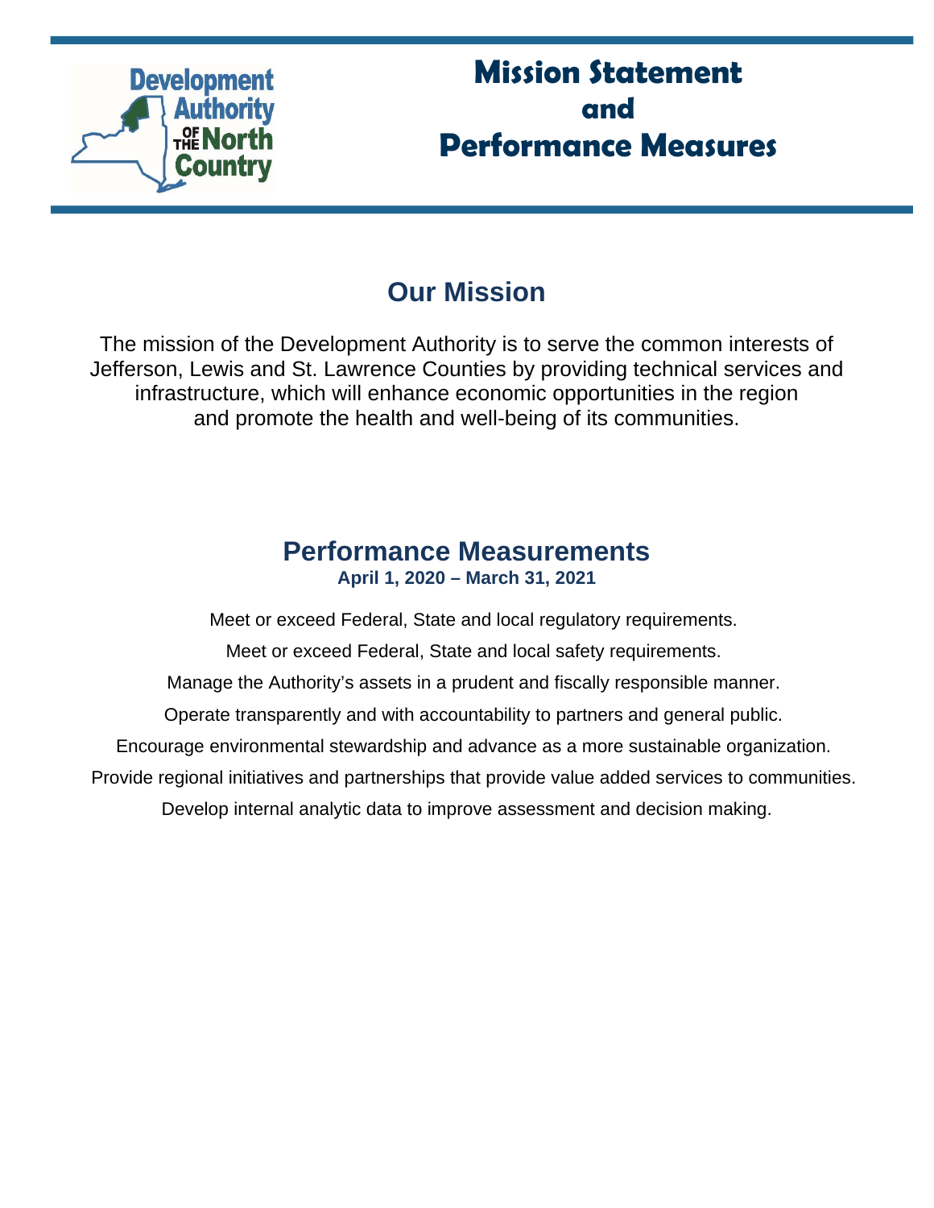Development Authority of the North Country

# Mission Statement and Performance Measures

## Our Mission

The mission of the Development Authority is to serve the common interests of Jefferson, Lewis and St. Lawrence Counties by providing technical services and infrastructure, which will enhance economic opportunities in the region and promote the health and well-being of its communities.

## Performance Measurements

**April 1, 2020 – March 31, 2021**

Meet or exceed Federal, State and local regulatory requirements.

Meet or exceed Federal, State and local safety requirements.

Manage the Authority's assets in a prudent and fiscally responsible manner.

Operate transparently and with accountability to partners and general public.

Encourage environmental stewardship and advance as a more sustainable organization.

Provide regional initiatives and partnerships that provide value added services to communities.

Develop internal analytic data to improve assessment and decision making.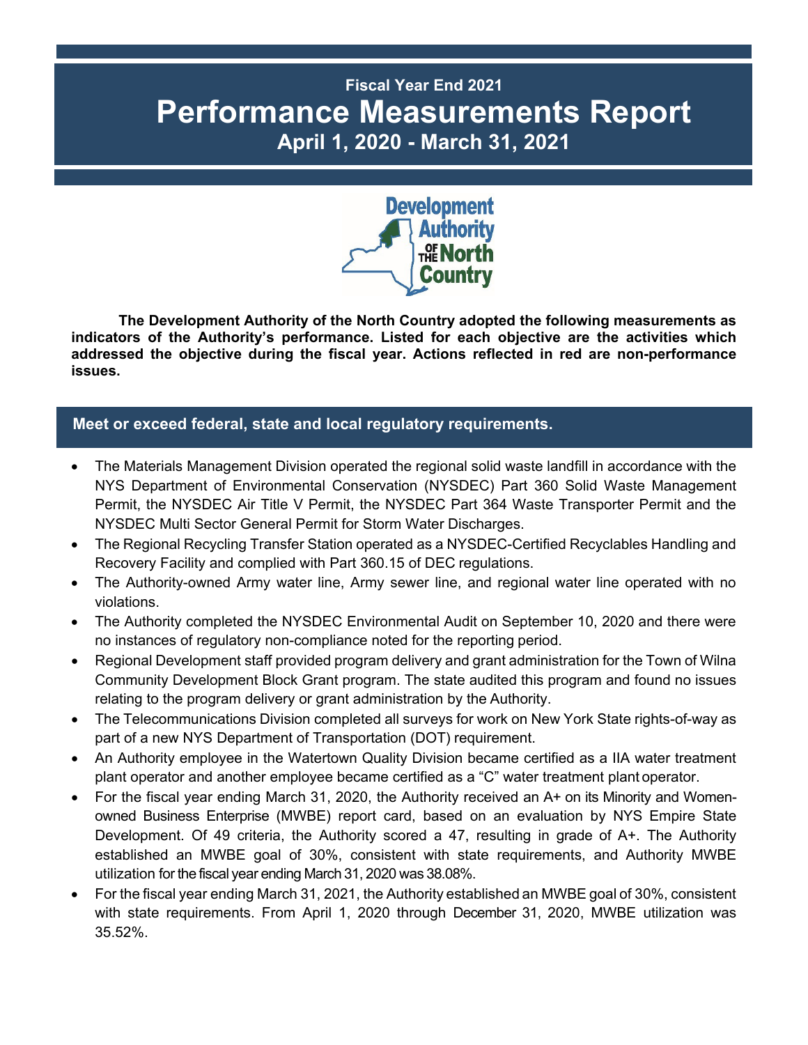Fiscal Year End 2021

# Performance Measurements Report

## April 1, 2020 - March 31, 2021

**The Development Authority of the North Country adopted the following measurements as indicators of the Authority's performance. Listed for each objective are the activities which addressed the objective during the fiscal year. Actions reflected in red are non-performance issues.**

## Meet or exceed federal, state and local regulatory requirements.

- The Materials Management Division operated the regional solid waste landfill in accordance with the NYS Department of Environmental Conservation (NYSDEC) Part 360 Solid Waste Management Permit, the NYSDEC Air Title V Permit, the NYSDEC Part 364 Waste Transporter Permit and the NYSDEC Multi Sector General Permit for Storm Water Discharges.
- The Regional Recycling Transfer Station operated as a NYSDEC-Certified Recyclables Handling and Recovery Facility and complied with Part 360.15 of DEC regulations.
- The Authority-owned Army water line, Army sewer line, and regional water line operated with no violations.
- The Authority completed the NYSDEC Environmental Audit on September 10, 2020 and there were no instances of regulatory non-compliance noted for the reporting period.
- Regional Development staff provided program delivery and grant administration for the Town of Wilna Community Development Block Grant program. The state audited this program and found no issues relating to the program delivery or grant administration by the Authority.
- The Telecommunications Division completed all surveys for work on New York State rights-of-way as part of a new NYS Department of Transportation (DOT) requirement.
- An Authority employee in the Watertown Quality Division became certified as a IIA water treatment plant operator and another employee became certified as a "C" water treatment plant operator.
- For the fiscal year ending March 31, 2020, the Authority received an A+ on its Minority and Women-owned Business Enterprise (MWBE) report card, based on an evaluation by NYS Empire State Development. Of 49 criteria, the Authority scored a 47, resulting in grade of A+. The Authority established an MWBE goal of 30%, consistent with state requirements, and Authority MWBE utilization for the fiscal year ending March 31, 2020 was 38.08%.
- For the fiscal year ending March 31, 2021, the Authority established an MWBE goal of 30%, consistent with state requirements. From April 1, 2020 through December 31, 2020, MWBE utilization was 35.52%.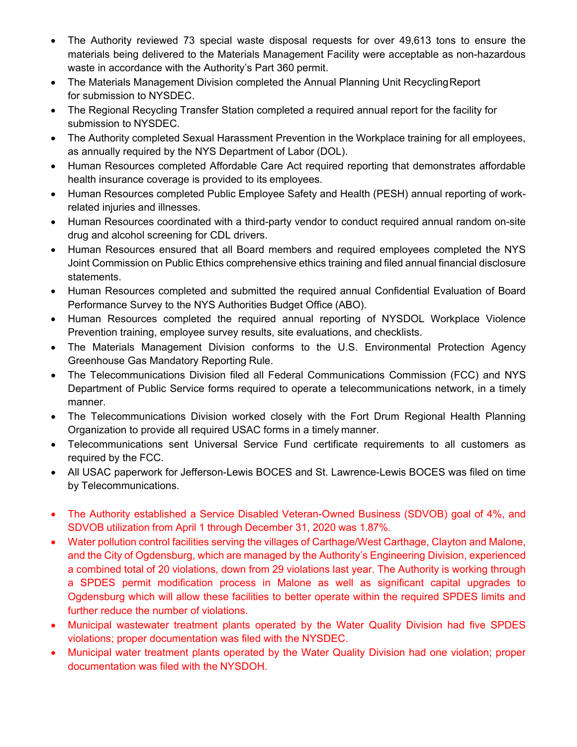- The Authority reviewed 73 special waste disposal requests for over 49,613 tons to ensure the materials being delivered to the Materials Management Facility were acceptable as non-hazardous waste in accordance with the Authority's Part 360 permit.
- The Materials Management Division completed the Annual Planning Unit Recycling Report for submission to NYSDEC.
- The Regional Recycling Transfer Station completed a required annual report for the facility for submission to NYSDEC.
- The Authority completed Sexual Harassment Prevention in the Workplace training for all employees, as annually required by the NYS Department of Labor (DOL).
- Human Resources completed Affordable Care Act required reporting that demonstrates affordable health insurance coverage is provided to its employees.
- Human Resources completed Public Employee Safety and Health (PESH) annual reporting of work-related injuries and illnesses.
- Human Resources coordinated with a third-party vendor to conduct required annual random on-site drug and alcohol screening for CDL drivers.
- Human Resources ensured that all Board members and required employees completed the NYS Joint Commission on Public Ethics comprehensive ethics training and filed annual financial disclosure statements.
- Human Resources completed and submitted the required annual Confidential Evaluation of Board Performance Survey to the NYS Authorities Budget Office (ABO).
- Human Resources completed the required annual reporting of NYSDOL Workplace Violence Prevention training, employee survey results, site evaluations, and checklists.
- The Materials Management Division conforms to the U.S. Environmental Protection Agency Greenhouse Gas Mandatory Reporting Rule.
- The Telecommunications Division filed all Federal Communications Commission (FCC) and NYS Department of Public Service forms required to operate a telecommunications network, in a timely manner.
- The Telecommunications Division worked closely with the Fort Drum Regional Health Planning Organization to provide all required USAC forms in a timely manner.
- Telecommunications sent Universal Service Fund certificate requirements to all customers as required by the FCC.
- All USAC paperwork for Jefferson-Lewis BOCES and St. Lawrence-Lewis BOCES was filed on time by Telecommunications.

- The Authority established a Service Disabled Veteran-Owned Business (SDVOB) goal of 4%, and SDVOB utilization from April 1 through December 31, 2020 was 1.87%.
- Water pollution control facilities serving the villages of Carthage/West Carthage, Clayton and Malone, and the City of Ogdensburg, which are managed by the Authority's Engineering Division, experienced a combined total of 20 violations, down from 29 violations last year. The Authority is working through a SPDES permit modification process in Malone as well as significant capital upgrades to Ogdensburg which will allow these facilities to better operate within the required SPDES limits and further reduce the number of violations.
- Municipal wastewater treatment plants operated by the Water Quality Division had five SPDES violations; proper documentation was filed with the NYSDEC.
- Municipal water treatment plants operated by the Water Quality Division had one violation; proper documentation was filed with the NYSDOH.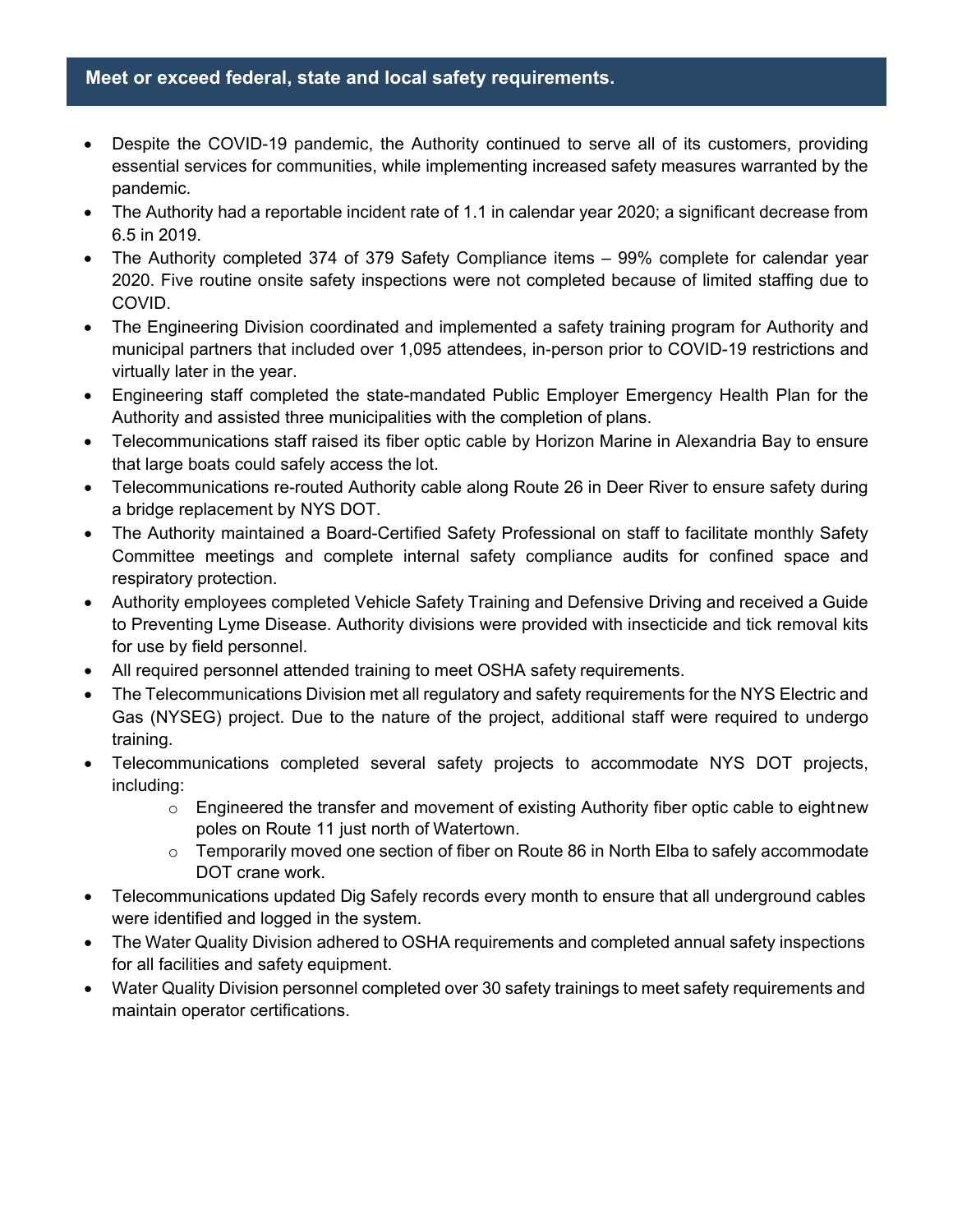## Meet or exceed federal, state and local safety requirements.

- Despite the COVID-19 pandemic, the Authority continued to serve all of its customers, providing essential services for communities, while implementing increased safety measures warranted by the pandemic.
- The Authority had a reportable incident rate of 1.1 in calendar year 2020; a significant decrease from 6.5 in 2019.
- The Authority completed 374 of 379 Safety Compliance items – 99% complete for calendar year 2020. Five routine onsite safety inspections were not completed because of limited staffing due to COVID.
- The Engineering Division coordinated and implemented a safety training program for Authority and municipal partners that included over 1,095 attendees, in-person prior to COVID-19 restrictions and virtually later in the year.
- Engineering staff completed the state-mandated Public Employer Emergency Health Plan for the Authority and assisted three municipalities with the completion of plans.
- Telecommunications staff raised its fiber optic cable by Horizon Marine in Alexandria Bay to ensure that large boats could safely access the lot.
- Telecommunications re-routed Authority cable along Route 26 in Deer River to ensure safety during a bridge replacement by NYS DOT.
- The Authority maintained a Board-Certified Safety Professional on staff to facilitate monthly Safety Committee meetings and complete internal safety compliance audits for confined space and respiratory protection.
- Authority employees completed Vehicle Safety Training and Defensive Driving and received a Guide to Preventing Lyme Disease. Authority divisions were provided with insecticide and tick removal kits for use by field personnel.
- All required personnel attended training to meet OSHA safety requirements.
- The Telecommunications Division met all regulatory and safety requirements for the NYS Electric and Gas (NYSEG) project. Due to the nature of the project, additional staff were required to undergo training.
- Telecommunications completed several safety projects to accommodate NYS DOT projects, including:
  - Engineered the transfer and movement of existing Authority fiber optic cable to eight new poles on Route 11 just north of Watertown.
  - Temporarily moved one section of fiber on Route 86 in North Elba to safely accommodate DOT crane work.
- Telecommunications updated Dig Safely records every month to ensure that all underground cables were identified and logged in the system.
- The Water Quality Division adhered to OSHA requirements and completed annual safety inspections for all facilities and safety equipment.
- Water Quality Division personnel completed over 30 safety trainings to meet safety requirements and maintain operator certifications.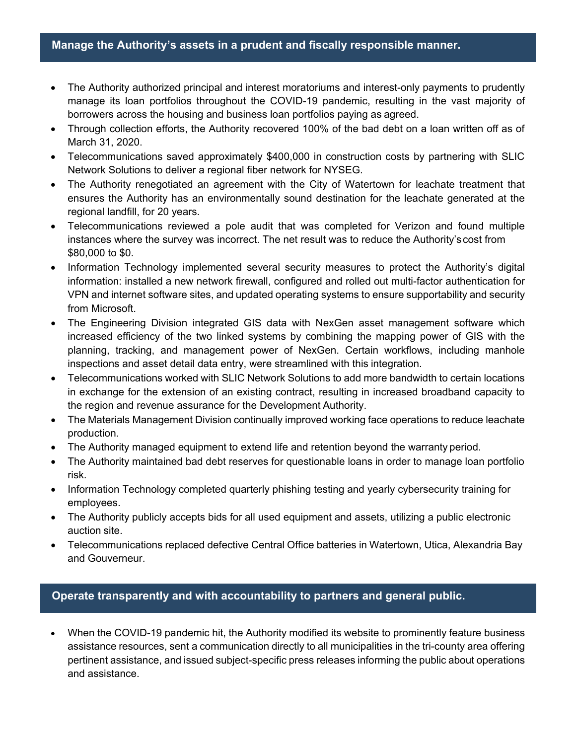## Manage the Authority's assets in a prudent and fiscally responsible manner.

- The Authority authorized principal and interest moratoriums and interest-only payments to prudently manage its loan portfolios throughout the COVID-19 pandemic, resulting in the vast majority of borrowers across the housing and business loan portfolios paying as agreed.
- Through collection efforts, the Authority recovered 100% of the bad debt on a loan written off as of March 31, 2020.
- Telecommunications saved approximately $400,000 in construction costs by partnering with SLIC Network Solutions to deliver a regional fiber network for NYSEG.
- The Authority renegotiated an agreement with the City of Watertown for leachate treatment that ensures the Authority has an environmentally sound destination for the leachate generated at the regional landfill, for 20 years.
- Telecommunications reviewed a pole audit that was completed for Verizon and found multiple instances where the survey was incorrect. The net result was to reduce the Authority's cost from $80,000 to $0.
- Information Technology implemented several security measures to protect the Authority's digital information: installed a new network firewall, configured and rolled out multi-factor authentication for VPN and internet software sites, and updated operating systems to ensure supportability and security from Microsoft.
- The Engineering Division integrated GIS data with NexGen asset management software which increased efficiency of the two linked systems by combining the mapping power of GIS with the planning, tracking, and management power of NexGen. Certain workflows, including manhole inspections and asset detail data entry, were streamlined with this integration.
- Telecommunications worked with SLIC Network Solutions to add more bandwidth to certain locations in exchange for the extension of an existing contract, resulting in increased broadband capacity to the region and revenue assurance for the Development Authority.
- The Materials Management Division continually improved working face operations to reduce leachate production.
- The Authority managed equipment to extend life and retention beyond the warranty period.
- The Authority maintained bad debt reserves for questionable loans in order to manage loan portfolio risk.
- Information Technology completed quarterly phishing testing and yearly cybersecurity training for employees.
- The Authority publicly accepts bids for all used equipment and assets, utilizing a public electronic auction site.
- Telecommunications replaced defective Central Office batteries in Watertown, Utica, Alexandria Bay and Gouverneur.

## Operate transparently and with accountability to partners and general public.

- When the COVID-19 pandemic hit, the Authority modified its website to prominently feature business assistance resources, sent a communication directly to all municipalities in the tri-county area offering pertinent assistance, and issued subject-specific press releases informing the public about operations and assistance.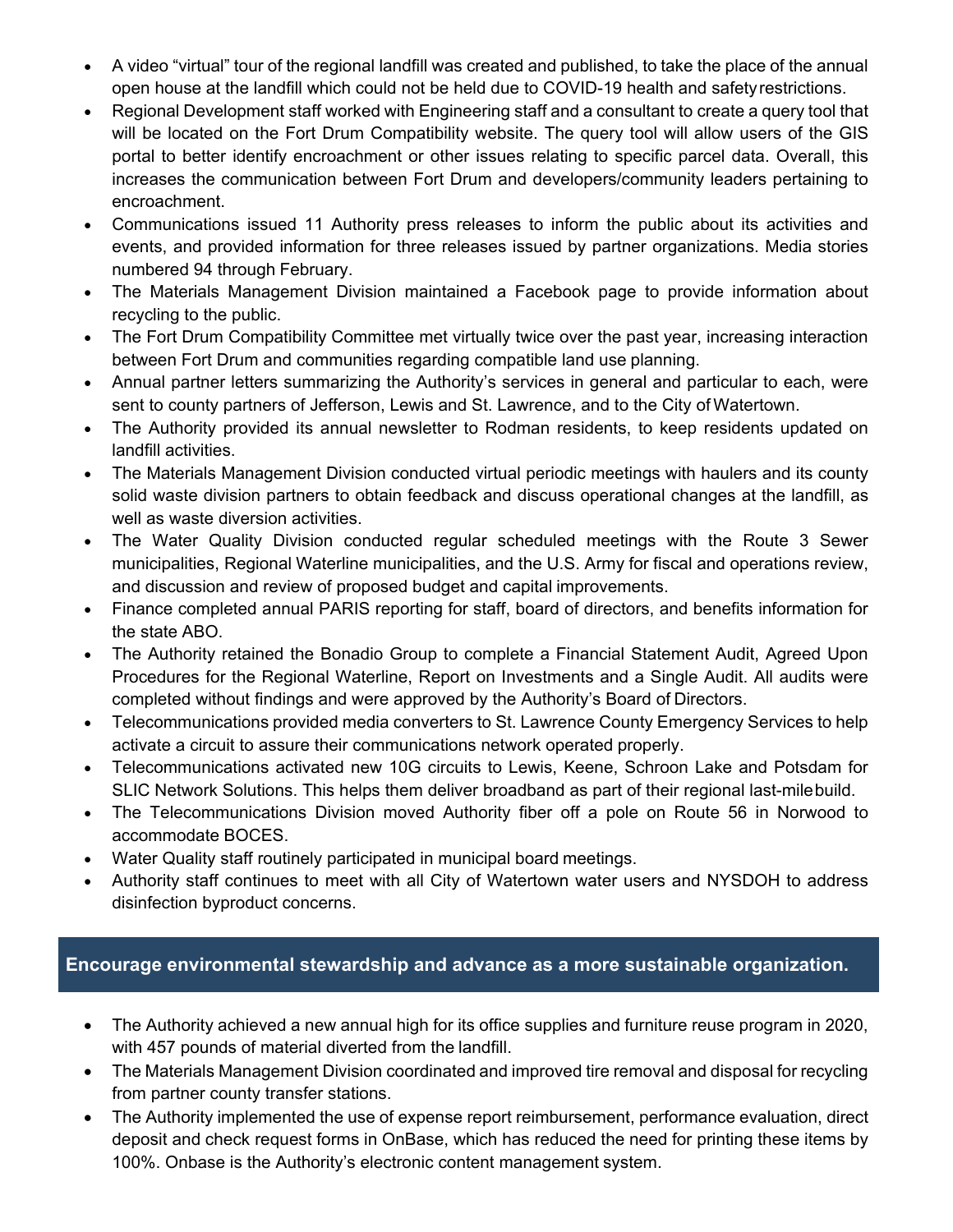- A video "virtual" tour of the regional landfill was created and published, to take the place of the annual open house at the landfill which could not be held due to COVID-19 health and safety restrictions.
- Regional Development staff worked with Engineering staff and a consultant to create a query tool that will be located on the Fort Drum Compatibility website. The query tool will allow users of the GIS portal to better identify encroachment or other issues relating to specific parcel data. Overall, this increases the communication between Fort Drum and developers/community leaders pertaining to encroachment.
- Communications issued 11 Authority press releases to inform the public about its activities and events, and provided information for three releases issued by partner organizations. Media stories numbered 94 through February.
- The Materials Management Division maintained a Facebook page to provide information about recycling to the public.
- The Fort Drum Compatibility Committee met virtually twice over the past year, increasing interaction between Fort Drum and communities regarding compatible land use planning.
- Annual partner letters summarizing the Authority's services in general and particular to each, were sent to county partners of Jefferson, Lewis and St. Lawrence, and to the City of Watertown.
- The Authority provided its annual newsletter to Rodman residents, to keep residents updated on landfill activities.
- The Materials Management Division conducted virtual periodic meetings with haulers and its county solid waste division partners to obtain feedback and discuss operational changes at the landfill, as well as waste diversion activities.
- The Water Quality Division conducted regular scheduled meetings with the Route 3 Sewer municipalities, Regional Waterline municipalities, and the U.S. Army for fiscal and operations review, and discussion and review of proposed budget and capital improvements.
- Finance completed annual PARIS reporting for staff, board of directors, and benefits information for the state ABO.
- The Authority retained the Bonadio Group to complete a Financial Statement Audit, Agreed Upon Procedures for the Regional Waterline, Report on Investments and a Single Audit. All audits were completed without findings and were approved by the Authority's Board of Directors.
- Telecommunications provided media converters to St. Lawrence County Emergency Services to help activate a circuit to assure their communications network operated properly.
- Telecommunications activated new 10G circuits to Lewis, Keene, Schroon Lake and Potsdam for SLIC Network Solutions. This helps them deliver broadband as part of their regional last-mile build.
- The Telecommunications Division moved Authority fiber off a pole on Route 56 in Norwood to accommodate BOCES.
- Water Quality staff routinely participated in municipal board meetings.
- Authority staff continues to meet with all City of Watertown water users and NYSDOH to address disinfection byproduct concerns.

## Encourage environmental stewardship and advance as a more sustainable organization.

- The Authority achieved a new annual high for its office supplies and furniture reuse program in 2020, with 457 pounds of material diverted from the landfill.
- The Materials Management Division coordinated and improved tire removal and disposal for recycling from partner county transfer stations.
- The Authority implemented the use of expense report reimbursement, performance evaluation, direct deposit and check request forms in OnBase, which has reduced the need for printing these items by 100%. Onbase is the Authority's electronic content management system.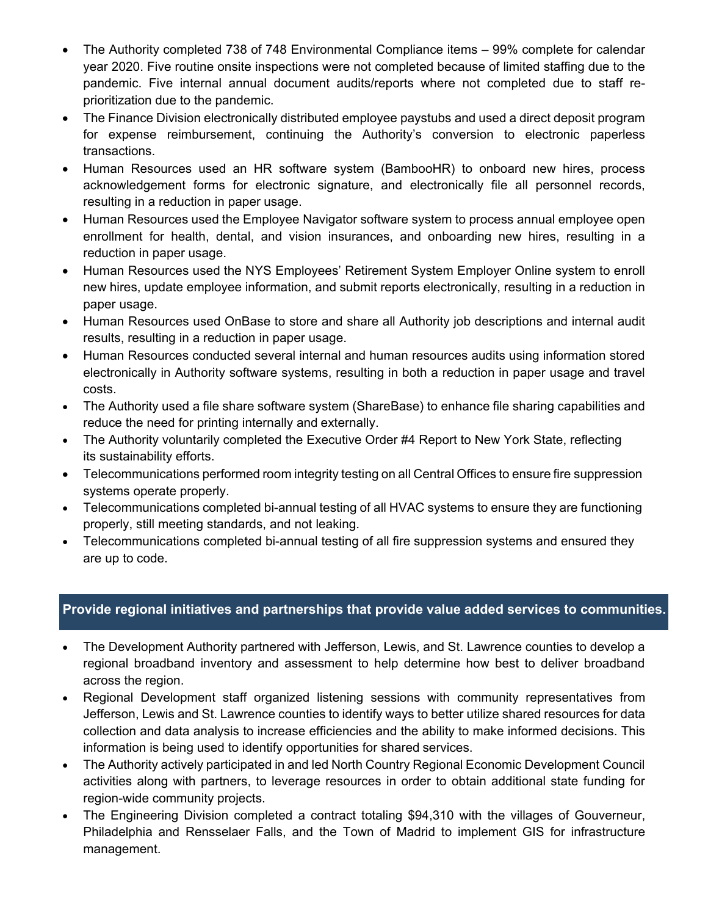- The Authority completed 738 of 748 Environmental Compliance items – 99% complete for calendar year 2020. Five routine onsite inspections were not completed because of limited staffing due to the pandemic. Five internal annual document audits/reports where not completed due to staff re-prioritization due to the pandemic.
- The Finance Division electronically distributed employee paystubs and used a direct deposit program for expense reimbursement, continuing the Authority's conversion to electronic paperless transactions.
- Human Resources used an HR software system (BambooHR) to onboard new hires, process acknowledgement forms for electronic signature, and electronically file all personnel records, resulting in a reduction in paper usage.
- Human Resources used the Employee Navigator software system to process annual employee open enrollment for health, dental, and vision insurances, and onboarding new hires, resulting in a reduction in paper usage.
- Human Resources used the NYS Employees' Retirement System Employer Online system to enroll new hires, update employee information, and submit reports electronically, resulting in a reduction in paper usage.
- Human Resources used OnBase to store and share all Authority job descriptions and internal audit results, resulting in a reduction in paper usage.
- Human Resources conducted several internal and human resources audits using information stored electronically in Authority software systems, resulting in both a reduction in paper usage and travel costs.
- The Authority used a file share software system (ShareBase) to enhance file sharing capabilities and reduce the need for printing internally and externally.
- The Authority voluntarily completed the Executive Order #4 Report to New York State, reflecting its sustainability efforts.
- Telecommunications performed room integrity testing on all Central Offices to ensure fire suppression systems operate properly.
- Telecommunications completed bi-annual testing of all HVAC systems to ensure they are functioning properly, still meeting standards, and not leaking.
- Telecommunications completed bi-annual testing of all fire suppression systems and ensured they are up to code.

## Provide regional initiatives and partnerships that provide value added services to communities.

- The Development Authority partnered with Jefferson, Lewis, and St. Lawrence counties to develop a regional broadband inventory and assessment to help determine how best to deliver broadband across the region.
- Regional Development staff organized listening sessions with community representatives from Jefferson, Lewis and St. Lawrence counties to identify ways to better utilize shared resources for data collection and data analysis to increase efficiencies and the ability to make informed decisions. This information is being used to identify opportunities for shared services.
- The Authority actively participated in and led North Country Regional Economic Development Council activities along with partners, to leverage resources in order to obtain additional state funding for region-wide community projects.
- The Engineering Division completed a contract totaling $94,310 with the villages of Gouverneur, Philadelphia and Rensselaer Falls, and the Town of Madrid to implement GIS for infrastructure management.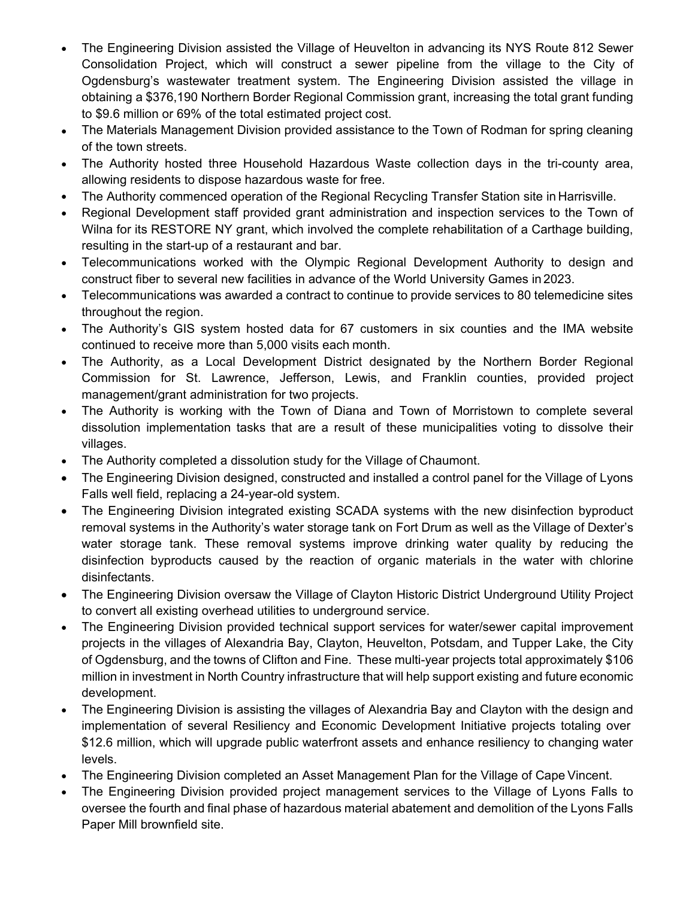- The Engineering Division assisted the Village of Heuvelton in advancing its NYS Route 812 Sewer Consolidation Project, which will construct a sewer pipeline from the village to the City of Ogdensburg's wastewater treatment system. The Engineering Division assisted the village in obtaining a $376,190 Northern Border Regional Commission grant, increasing the total grant funding to $9.6 million or 69% of the total estimated project cost.
- The Materials Management Division provided assistance to the Town of Rodman for spring cleaning of the town streets.
- The Authority hosted three Household Hazardous Waste collection days in the tri-county area, allowing residents to dispose hazardous waste for free.
- The Authority commenced operation of the Regional Recycling Transfer Station site in Harrisville.
- Regional Development staff provided grant administration and inspection services to the Town of Wilna for its RESTORE NY grant, which involved the complete rehabilitation of a Carthage building, resulting in the start-up of a restaurant and bar.
- Telecommunications worked with the Olympic Regional Development Authority to design and construct fiber to several new facilities in advance of the World University Games in 2023.
- Telecommunications was awarded a contract to continue to provide services to 80 telemedicine sites throughout the region.
- The Authority's GIS system hosted data for 67 customers in six counties and the IMA website continued to receive more than 5,000 visits each month.
- The Authority, as a Local Development District designated by the Northern Border Regional Commission for St. Lawrence, Jefferson, Lewis, and Franklin counties, provided project management/grant administration for two projects.
- The Authority is working with the Town of Diana and Town of Morristown to complete several dissolution implementation tasks that are a result of these municipalities voting to dissolve their villages.
- The Authority completed a dissolution study for the Village of Chaumont.
- The Engineering Division designed, constructed and installed a control panel for the Village of Lyons Falls well field, replacing a 24-year-old system.
- The Engineering Division integrated existing SCADA systems with the new disinfection byproduct removal systems in the Authority's water storage tank on Fort Drum as well as the Village of Dexter's water storage tank. These removal systems improve drinking water quality by reducing the disinfection byproducts caused by the reaction of organic materials in the water with chlorine disinfectants.
- The Engineering Division oversaw the Village of Clayton Historic District Underground Utility Project to convert all existing overhead utilities to underground service.
- The Engineering Division provided technical support services for water/sewer capital improvement projects in the villages of Alexandria Bay, Clayton, Heuvelton, Potsdam, and Tupper Lake, the City of Ogdensburg, and the towns of Clifton and Fine. These multi-year projects total approximately $106 million in investment in North Country infrastructure that will help support existing and future economic development.
- The Engineering Division is assisting the villages of Alexandria Bay and Clayton with the design and implementation of several Resiliency and Economic Development Initiative projects totaling over $12.6 million, which will upgrade public waterfront assets and enhance resiliency to changing water levels.
- The Engineering Division completed an Asset Management Plan for the Village of Cape Vincent.
- The Engineering Division provided project management services to the Village of Lyons Falls to oversee the fourth and final phase of hazardous material abatement and demolition of the Lyons Falls Paper Mill brownfield site.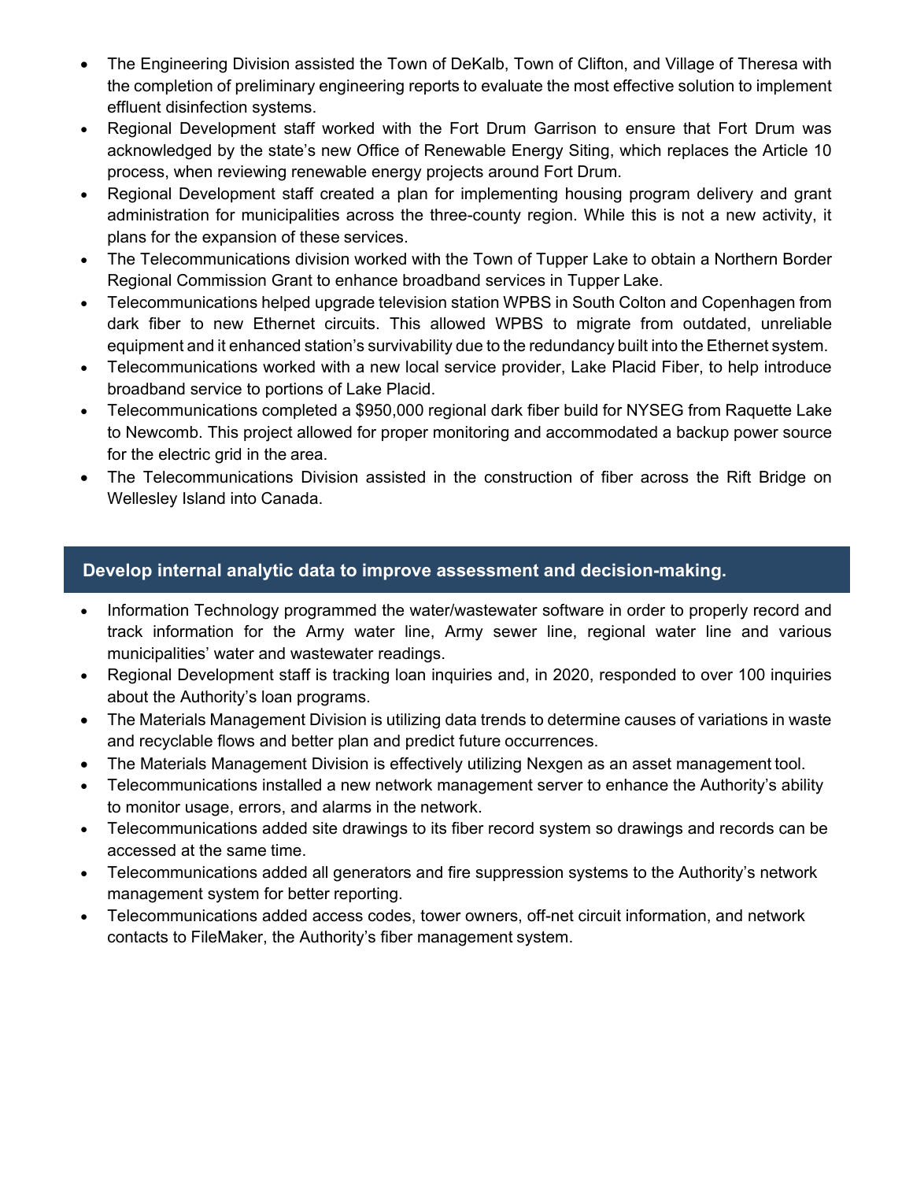- The Engineering Division assisted the Town of DeKalb, Town of Clifton, and Village of Theresa with the completion of preliminary engineering reports to evaluate the most effective solution to implement effluent disinfection systems.
- Regional Development staff worked with the Fort Drum Garrison to ensure that Fort Drum was acknowledged by the state's new Office of Renewable Energy Siting, which replaces the Article 10 process, when reviewing renewable energy projects around Fort Drum.
- Regional Development staff created a plan for implementing housing program delivery and grant administration for municipalities across the three-county region. While this is not a new activity, it plans for the expansion of these services.
- The Telecommunications division worked with the Town of Tupper Lake to obtain a Northern Border Regional Commission Grant to enhance broadband services in Tupper Lake.
- Telecommunications helped upgrade television station WPBS in South Colton and Copenhagen from dark fiber to new Ethernet circuits. This allowed WPBS to migrate from outdated, unreliable equipment and it enhanced station's survivability due to the redundancy built into the Ethernet system.
- Telecommunications worked with a new local service provider, Lake Placid Fiber, to help introduce broadband service to portions of Lake Placid.
- Telecommunications completed a $950,000 regional dark fiber build for NYSEG from Raquette Lake to Newcomb. This project allowed for proper monitoring and accommodated a backup power source for the electric grid in the area.
- The Telecommunications Division assisted in the construction of fiber across the Rift Bridge on Wellesley Island into Canada.

## Develop internal analytic data to improve assessment and decision-making.

- Information Technology programmed the water/wastewater software in order to properly record and track information for the Army water line, Army sewer line, regional water line and various municipalities' water and wastewater readings.
- Regional Development staff is tracking loan inquiries and, in 2020, responded to over 100 inquiries about the Authority's loan programs.
- The Materials Management Division is utilizing data trends to determine causes of variations in waste and recyclable flows and better plan and predict future occurrences.
- The Materials Management Division is effectively utilizing Nexgen as an asset management tool.
- Telecommunications installed a new network management server to enhance the Authority's ability to monitor usage, errors, and alarms in the network.
- Telecommunications added site drawings to its fiber record system so drawings and records can be accessed at the same time.
- Telecommunications added all generators and fire suppression systems to the Authority's network management system for better reporting.
- Telecommunications added access codes, tower owners, off-net circuit information, and network contacts to FileMaker, the Authority's fiber management system.